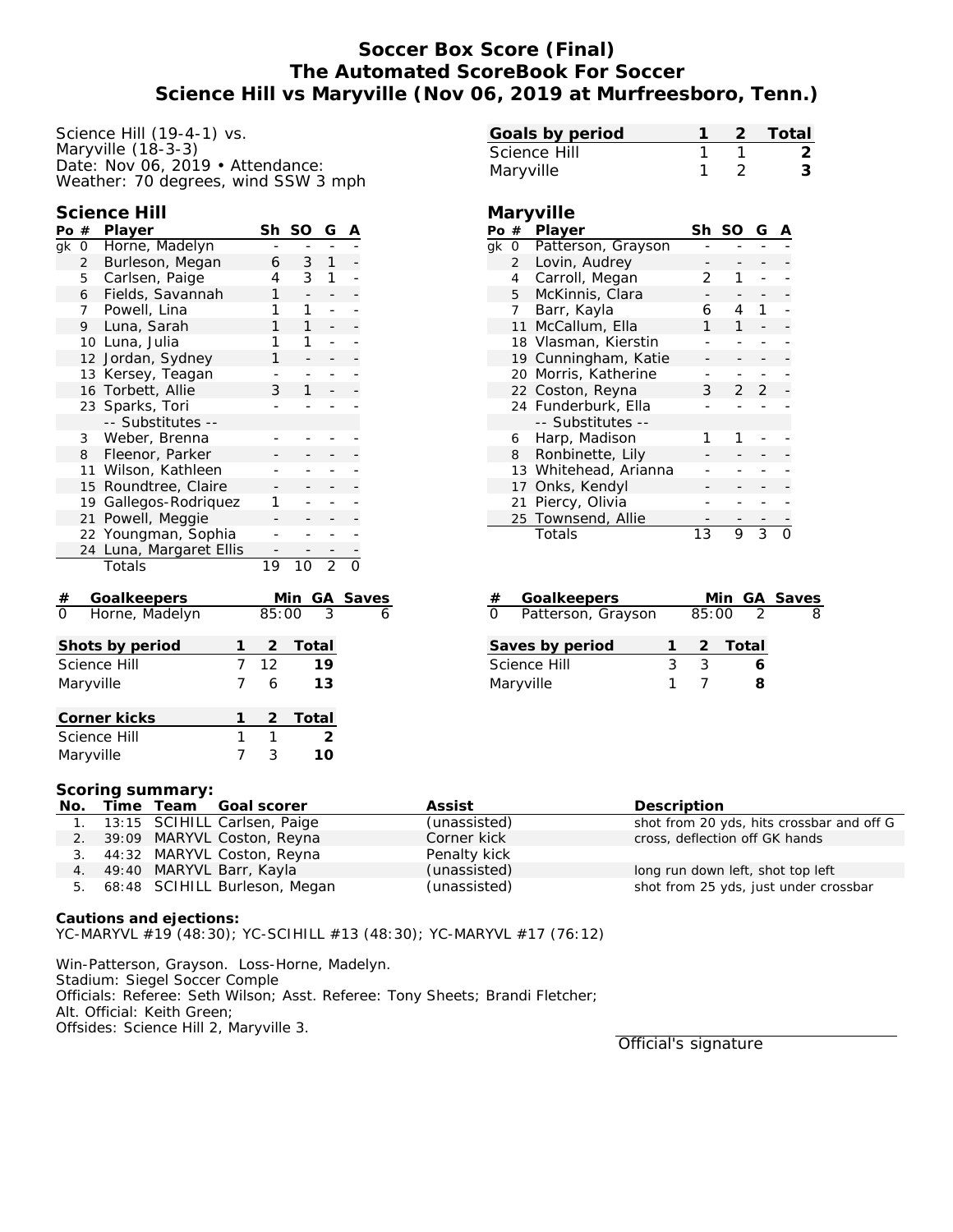# Soccer Box Score (Final)
## The Automated ScoreBook For Soccer
## Science Hill vs Maryville (Nov 06, 2019 at Murfreesboro, Tenn.)

Science Hill (19-4-1) vs.
Maryville (18-3-3)
Date: Nov 06, 2019 • Attendance:
Weather: 70 degrees, wind SSW 3 mph

| Goals by period | 1 | 2 | Total |
|---|---|---|---|
| Science Hill | 1 | 1 | 2 |
| Maryville | 1 | 2 | 3 |

### Science Hill

| Po | # | Player | Sh | SO | G | A |
|---|---|---|---|---|---|---|
| gk | 0 | Horne, Madelyn | - | - | - | - |
| | 2 | Burleson, Megan | 6 | 3 | 1 | - |
| | 5 | Carlsen, Paige | 4 | 3 | 1 | - |
| | 6 | Fields, Savannah | 1 | - | - | - |
| | 7 | Powell, Lina | 1 | 1 | - | - |
| | 9 | Luna, Sarah | 1 | 1 | - | - |
| | 10 | Luna, Julia | 1 | 1 | - | - |
| | 12 | Jordan, Sydney | 1 | - | - | - |
| | 13 | Kersey, Teagan | - | - | - | - |
| | 16 | Torbett, Allie | 3 | 1 | - | - |
| | 23 | Sparks, Tori | - | - | - | - |
| | | -- Substitutes -- | | | | |
| | 3 | Weber, Brenna | - | - | - | - |
| | 8 | Fleenor, Parker | - | - | - | - |
| | 11 | Wilson, Kathleen | - | - | - | - |
| | 15 | Roundtree, Claire | - | - | - | - |
| | 19 | Gallegos-Rodriquez | 1 | - | - | - |
| | 21 | Powell, Meggie | - | - | - | - |
| | 22 | Youngman, Sophia | - | - | - | - |
| | 24 | Luna, Margaret Ellis | - | - | - | - |
| | | Totals | 19 | 10 | 2 | 0 |

### Maryville

| Po | # | Player | Sh | SO | G | A |
|---|---|---|---|---|---|---|
| gk | 0 | Patterson, Grayson | - | - | - | - |
| | 2 | Lovin, Audrey | - | - | - | - |
| | 4 | Carroll, Megan | 2 | 1 | - | - |
| | 5 | McKinnis, Clara | - | - | - | - |
| | 7 | Barr, Kayla | 6 | 4 | 1 | - |
| | 11 | McCallum, Ella | 1 | 1 | - | - |
| | 18 | Vlasman, Kierstin | - | - | - | - |
| | 19 | Cunningham, Katie | - | - | - | - |
| | 20 | Morris, Katherine | - | - | - | - |
| | 22 | Coston, Reyna | 3 | 2 | 2 | - |
| | 24 | Funderburk, Ella | - | - | - | - |
| | | -- Substitutes -- | | | | |
| | 6 | Harp, Madison | 1 | 1 | - | - |
| | 8 | Ronbinette, Lily | - | - | - | - |
| | 13 | Whitehead, Arianna | - | - | - | - |
| | 17 | Onks, Kendyl | - | - | - | - |
| | 21 | Piercy, Olivia | - | - | - | - |
| | 25 | Townsend, Allie | - | - | - | - |
| | | Totals | 13 | 9 | 3 | 0 |

| # | Goalkeepers | Min | GA | Saves |
|---|---|---|---|---|
| 0 | Horne, Madelyn | 85:00 | 3 | 6 |

| # | Goalkeepers | Min | GA | Saves |
|---|---|---|---|---|
| 0 | Patterson, Grayson | 85:00 | 2 | 8 |

| Shots by period | 1 | 2 | Total |
|---|---|---|---|
| Science Hill | 7 | 12 | 19 |
| Maryville | 7 | 6 | 13 |

| Saves by period | 1 | 2 | Total |
|---|---|---|---|
| Science Hill | 3 | 3 | 6 |
| Maryville | 1 | 7 | 8 |

| Corner kicks | 1 | 2 | Total |
|---|---|---|---|
| Science Hill | 1 | 1 | 2 |
| Maryville | 7 | 3 | 10 |

### Scoring summary:

| No. | Time | Team | Goal scorer | Assist | Description |
|---|---|---|---|---|---|
| 1. | 13:15 | SCIHILL | Carlsen, Paige | (unassisted) | shot from 20 yds, hits crossbar and off G |
| 2. | 39:09 | MARYVL | Coston, Reyna | Corner kick | cross, deflection off GK hands |
| 3. | 44:32 | MARYVL | Coston, Reyna | Penalty kick | |
| 4. | 49:40 | MARYVL | Barr, Kayla | (unassisted) | long run down left, shot top left |
| 5. | 68:48 | SCIHILL | Burleson, Megan | (unassisted) | shot from 25 yds, just under crossbar |

**Cautions and ejections:**
YC-MARYVL #19 (48:30); YC-SCIHILL #13 (48:30); YC-MARYVL #17 (76:12)

Win-Patterson, Grayson. Loss-Horne, Madelyn.
Stadium: Siegel Soccer Comple
Officials: Referee: Seth Wilson; Asst. Referee: Tony Sheets; Brandi Fletcher;
Alt. Official: Keith Green;
Offsides: Science Hill 2, Maryville 3.

Official's signature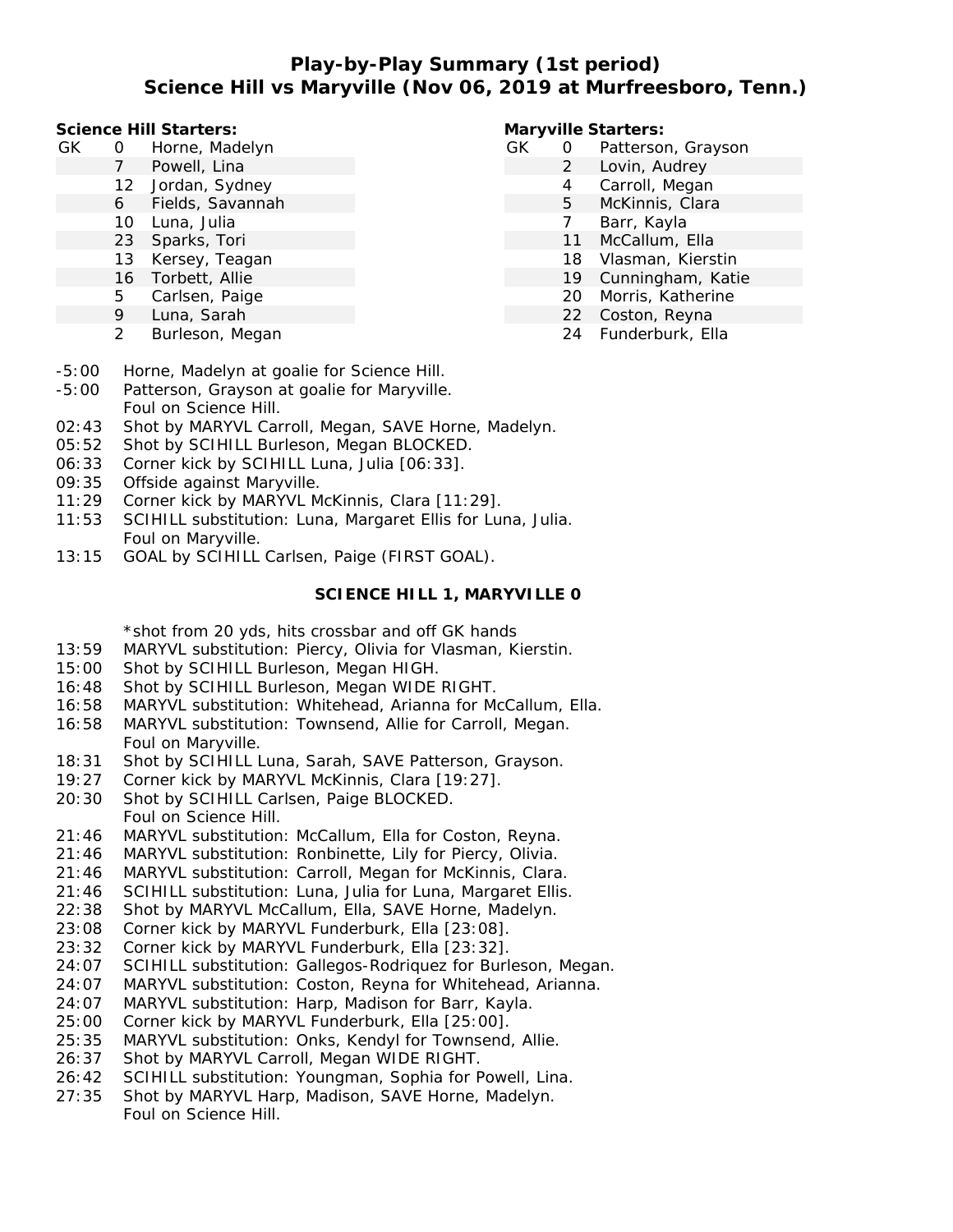# Play-by-Play Summary (1st period)
## Science Hill vs Maryville (Nov 06, 2019 at Murfreesboro, Tenn.)

**Science Hill Starters:**

| | # | Name |
|---|---|---|
| GK | 0 | Horne, Madelyn |
| | 7 | Powell, Lina |
| | 12 | Jordan, Sydney |
| | 6 | Fields, Savannah |
| | 10 | Luna, Julia |
| | 23 | Sparks, Tori |
| | 13 | Kersey, Teagan |
| | 16 | Torbett, Allie |
| | 5 | Carlsen, Paige |
| | 9 | Luna, Sarah |
| | 2 | Burleson, Megan |

**Maryville Starters:**

| | # | Name |
|---|---|---|
| GK | 0 | Patterson, Grayson |
| | 2 | Lovin, Audrey |
| | 4 | Carroll, Megan |
| | 5 | McKinnis, Clara |
| | 7 | Barr, Kayla |
| | 11 | McCallum, Ella |
| | 18 | Vlasman, Kierstin |
| | 19 | Cunningham, Katie |
| | 20 | Morris, Katherine |
| | 22 | Coston, Reyna |
| | 24 | Funderburk, Ella |

- -5:00 Horne, Madelyn at goalie for Science Hill.
- -5:00 Patterson, Grayson at goalie for Maryville.
- Foul on Science Hill.
- 02:43 Shot by MARYVL Carroll, Megan, SAVE Horne, Madelyn.
- 05:52 Shot by SCIHILL Burleson, Megan BLOCKED.
- 06:33 Corner kick by SCIHILL Luna, Julia [06:33].
- 09:35 Offside against Maryville.
- 11:29 Corner kick by MARYVL McKinnis, Clara [11:29].
- 11:53 SCIHILL substitution: Luna, Margaret Ellis for Luna, Julia.
- Foul on Maryville.
- 13:15 GOAL by SCIHILL Carlsen, Paige (FIRST GOAL).

**SCIENCE HILL 1, MARYVILLE 0**

- *shot from 20 yds, hits crossbar and off GK hands
- 13:59 MARYVL substitution: Piercy, Olivia for Vlasman, Kierstin.
- 15:00 Shot by SCIHILL Burleson, Megan HIGH.
- 16:48 Shot by SCIHILL Burleson, Megan WIDE RIGHT.
- 16:58 MARYVL substitution: Whitehead, Arianna for McCallum, Ella.
- 16:58 MARYVL substitution: Townsend, Allie for Carroll, Megan.
- Foul on Maryville.
- 18:31 Shot by SCIHILL Luna, Sarah, SAVE Patterson, Grayson.
- 19:27 Corner kick by MARYVL McKinnis, Clara [19:27].
- 20:30 Shot by SCIHILL Carlsen, Paige BLOCKED.
- Foul on Science Hill.
- 21:46 MARYVL substitution: McCallum, Ella for Coston, Reyna.
- 21:46 MARYVL substitution: Ronbinette, Lily for Piercy, Olivia.
- 21:46 MARYVL substitution: Carroll, Megan for McKinnis, Clara.
- 21:46 SCIHILL substitution: Luna, Julia for Luna, Margaret Ellis.
- 22:38 Shot by MARYVL McCallum, Ella, SAVE Horne, Madelyn.
- 23:08 Corner kick by MARYVL Funderburk, Ella [23:08].
- 23:32 Corner kick by MARYVL Funderburk, Ella [23:32].
- 24:07 SCIHILL substitution: Gallegos-Rodriquez for Burleson, Megan.
- 24:07 MARYVL substitution: Coston, Reyna for Whitehead, Arianna.
- 24:07 MARYVL substitution: Harp, Madison for Barr, Kayla.
- 25:00 Corner kick by MARYVL Funderburk, Ella [25:00].
- 25:35 MARYVL substitution: Onks, Kendyl for Townsend, Allie.
- 26:37 Shot by MARYVL Carroll, Megan WIDE RIGHT.
- 26:42 SCIHILL substitution: Youngman, Sophia for Powell, Lina.
- 27:35 Shot by MARYVL Harp, Madison, SAVE Horne, Madelyn.
- Foul on Science Hill.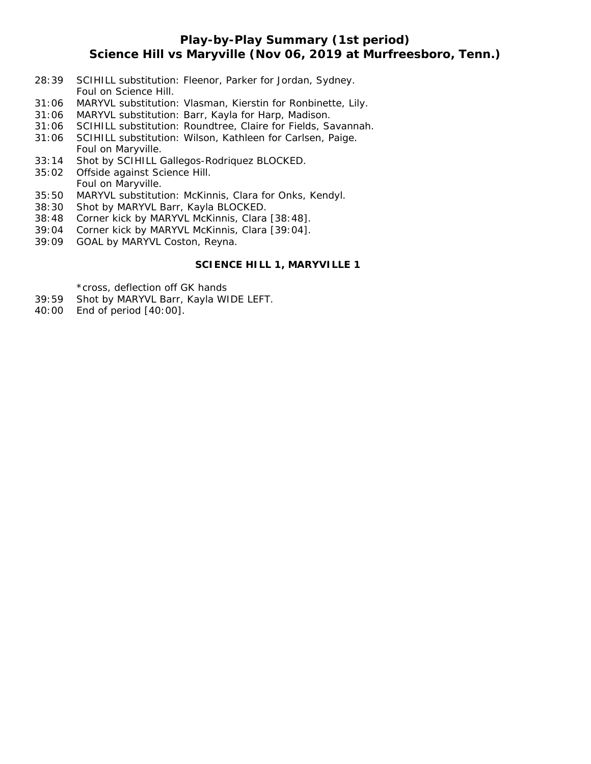## Play-by-Play Summary (1st period)
## Science Hill vs Maryville (Nov 06, 2019 at Murfreesboro, Tenn.)

28:39 SCIHILL substitution: Fleenor, Parker for Jordan, Sydney.
Foul on Science Hill.
31:06 MARYVL substitution: Vlasman, Kierstin for Ronbinette, Lily.
31:06 MARYVL substitution: Barr, Kayla for Harp, Madison.
31:06 SCIHILL substitution: Roundtree, Claire for Fields, Savannah.
31:06 SCIHILL substitution: Wilson, Kathleen for Carlsen, Paige.
Foul on Maryville.
33:14 Shot by SCIHILL Gallegos-Rodriquez BLOCKED.
35:02 Offside against Science Hill.
Foul on Maryville.
35:50 MARYVL substitution: McKinnis, Clara for Onks, Kendyl.
38:30 Shot by MARYVL Barr, Kayla BLOCKED.
38:48 Corner kick by MARYVL McKinnis, Clara [38:48].
39:04 Corner kick by MARYVL McKinnis, Clara [39:04].
39:09 GOAL by MARYVL Coston, Reyna.

**SCIENCE HILL 1, MARYVILLE 1**

*cross, deflection off GK hands
39:59 Shot by MARYVL Barr, Kayla WIDE LEFT.
40:00 End of period [40:00].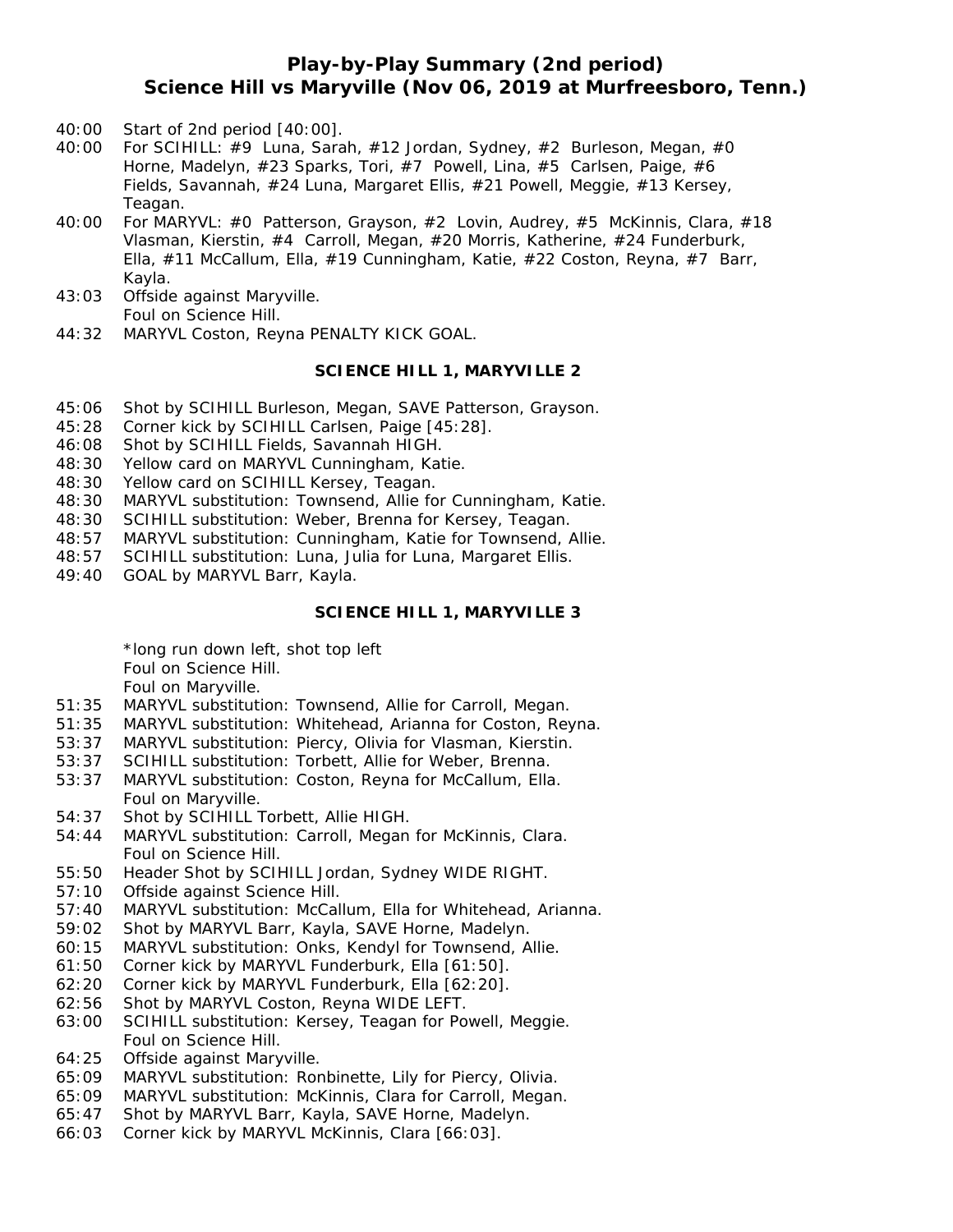## Play-by-Play Summary (2nd period)
## Science Hill vs Maryville (Nov 06, 2019 at Murfreesboro, Tenn.)

40:00 Start of 2nd period [40:00].
40:00 For SCIHILL: #9 Luna, Sarah, #12 Jordan, Sydney, #2 Burleson, Megan, #0 Horne, Madelyn, #23 Sparks, Tori, #7 Powell, Lina, #5 Carlsen, Paige, #6 Fields, Savannah, #24 Luna, Margaret Ellis, #21 Powell, Meggie, #13 Kersey, Teagan.
40:00 For MARYVL: #0 Patterson, Grayson, #2 Lovin, Audrey, #5 McKinnis, Clara, #18 Vlasman, Kierstin, #4 Carroll, Megan, #20 Morris, Katherine, #24 Funderburk, Ella, #11 McCallum, Ella, #19 Cunningham, Katie, #22 Coston, Reyna, #7 Barr, Kayla.
43:03 Offside against Maryville.
Foul on Science Hill.
44:32 MARYVL Coston, Reyna PENALTY KICK GOAL.

**SCIENCE HILL 1, MARYVILLE 2**

45:06 Shot by SCIHILL Burleson, Megan, SAVE Patterson, Grayson.
45:28 Corner kick by SCIHILL Carlsen, Paige [45:28].
46:08 Shot by SCIHILL Fields, Savannah HIGH.
48:30 Yellow card on MARYVL Cunningham, Katie.
48:30 Yellow card on SCIHILL Kersey, Teagan.
48:30 MARYVL substitution: Townsend, Allie for Cunningham, Katie.
48:30 SCIHILL substitution: Weber, Brenna for Kersey, Teagan.
48:57 MARYVL substitution: Cunningham, Katie for Townsend, Allie.
48:57 SCIHILL substitution: Luna, Julia for Luna, Margaret Ellis.
49:40 GOAL by MARYVL Barr, Kayla.

**SCIENCE HILL 1, MARYVILLE 3**

*long run down left, shot top left
Foul on Science Hill.
Foul on Maryville.
51:35 MARYVL substitution: Townsend, Allie for Carroll, Megan.
51:35 MARYVL substitution: Whitehead, Arianna for Coston, Reyna.
53:37 MARYVL substitution: Piercy, Olivia for Vlasman, Kierstin.
53:37 SCIHILL substitution: Torbett, Allie for Weber, Brenna.
53:37 MARYVL substitution: Coston, Reyna for McCallum, Ella.
Foul on Maryville.
54:37 Shot by SCIHILL Torbett, Allie HIGH.
54:44 MARYVL substitution: Carroll, Megan for McKinnis, Clara.
Foul on Science Hill.
55:50 Header Shot by SCIHILL Jordan, Sydney WIDE RIGHT.
57:10 Offside against Science Hill.
57:40 MARYVL substitution: McCallum, Ella for Whitehead, Arianna.
59:02 Shot by MARYVL Barr, Kayla, SAVE Horne, Madelyn.
60:15 MARYVL substitution: Onks, Kendyl for Townsend, Allie.
61:50 Corner kick by MARYVL Funderburk, Ella [61:50].
62:20 Corner kick by MARYVL Funderburk, Ella [62:20].
62:56 Shot by MARYVL Coston, Reyna WIDE LEFT.
63:00 SCIHILL substitution: Kersey, Teagan for Powell, Meggie.
Foul on Science Hill.
64:25 Offside against Maryville.
65:09 MARYVL substitution: Ronbinette, Lily for Piercy, Olivia.
65:09 MARYVL substitution: McKinnis, Clara for Carroll, Megan.
65:47 Shot by MARYVL Barr, Kayla, SAVE Horne, Madelyn.
66:03 Corner kick by MARYVL McKinnis, Clara [66:03].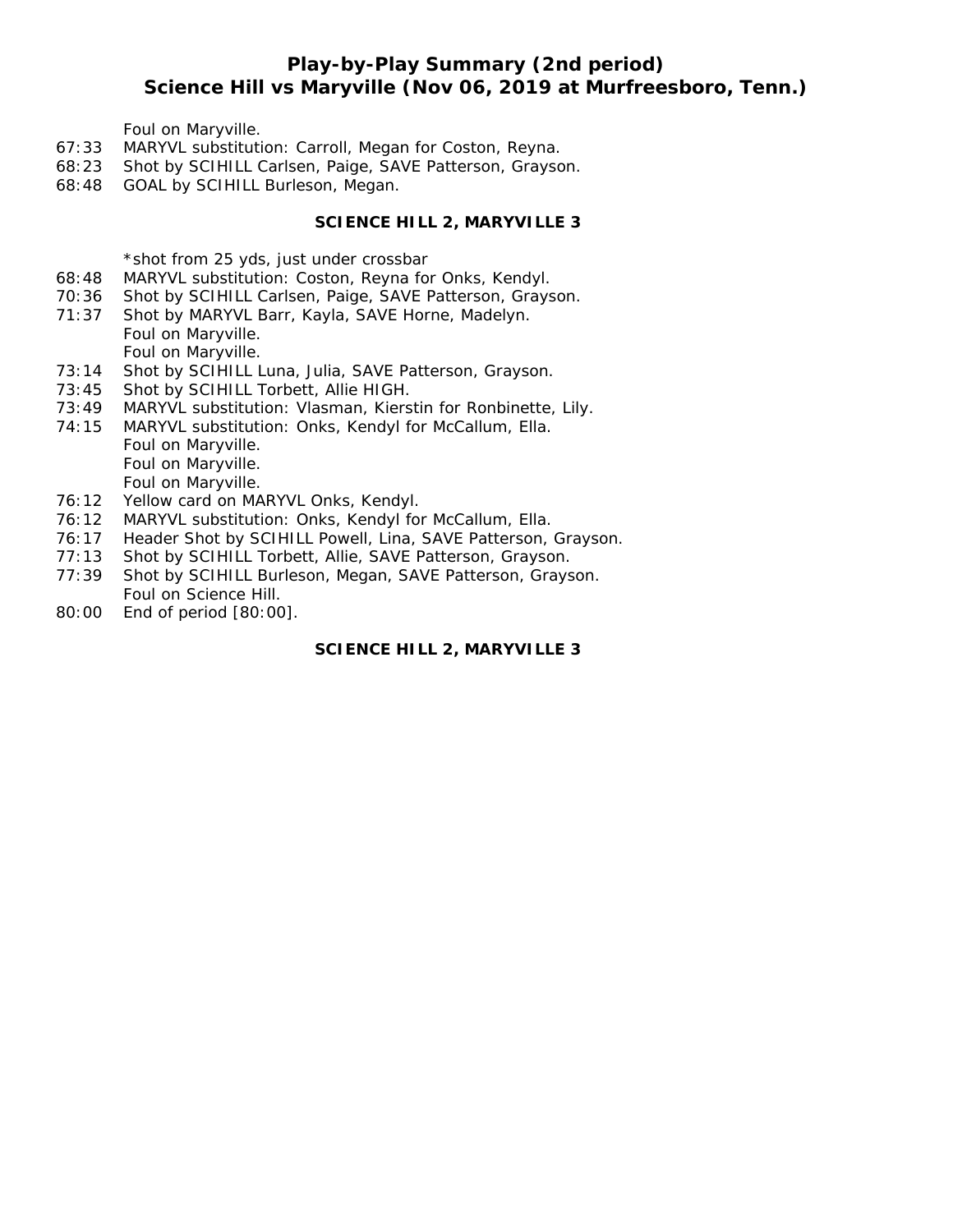# Play-by-Play Summary (2nd period)
## Science Hill vs Maryville (Nov 06, 2019 at Murfreesboro, Tenn.)

| | |
|---|---|
| | Foul on Maryville. |
| 67:33 | MARYVL substitution: Carroll, Megan for Coston, Reyna. |
| 68:23 | Shot by SCIHILL Carlsen, Paige, SAVE Patterson, Grayson. |
| 68:48 | GOAL by SCIHILL Burleson, Megan. |

**SCIENCE HILL 2, MARYVILLE 3**

| | |
|---|---|
| | *shot from 25 yds, just under crossbar |
| 68:48 | MARYVL substitution: Coston, Reyna for Onks, Kendyl. |
| 70:36 | Shot by SCIHILL Carlsen, Paige, SAVE Patterson, Grayson. |
| 71:37 | Shot by MARYVL Barr, Kayla, SAVE Horne, Madelyn. |
| | Foul on Maryville. |
| | Foul on Maryville. |
| 73:14 | Shot by SCIHILL Luna, Julia, SAVE Patterson, Grayson. |
| 73:45 | Shot by SCIHILL Torbett, Allie HIGH. |
| 73:49 | MARYVL substitution: Vlasman, Kierstin for Ronbinette, Lily. |
| 74:15 | MARYVL substitution: Onks, Kendyl for McCallum, Ella. |
| | Foul on Maryville. |
| | Foul on Maryville. |
| | Foul on Maryville. |
| 76:12 | Yellow card on MARYVL Onks, Kendyl. |
| 76:12 | MARYVL substitution: Onks, Kendyl for McCallum, Ella. |
| 76:17 | Header Shot by SCIHILL Powell, Lina, SAVE Patterson, Grayson. |
| 77:13 | Shot by SCIHILL Torbett, Allie, SAVE Patterson, Grayson. |
| 77:39 | Shot by SCIHILL Burleson, Megan, SAVE Patterson, Grayson. |
| | Foul on Science Hill. |
| 80:00 | End of period [80:00]. |

**SCIENCE HILL 2, MARYVILLE 3**